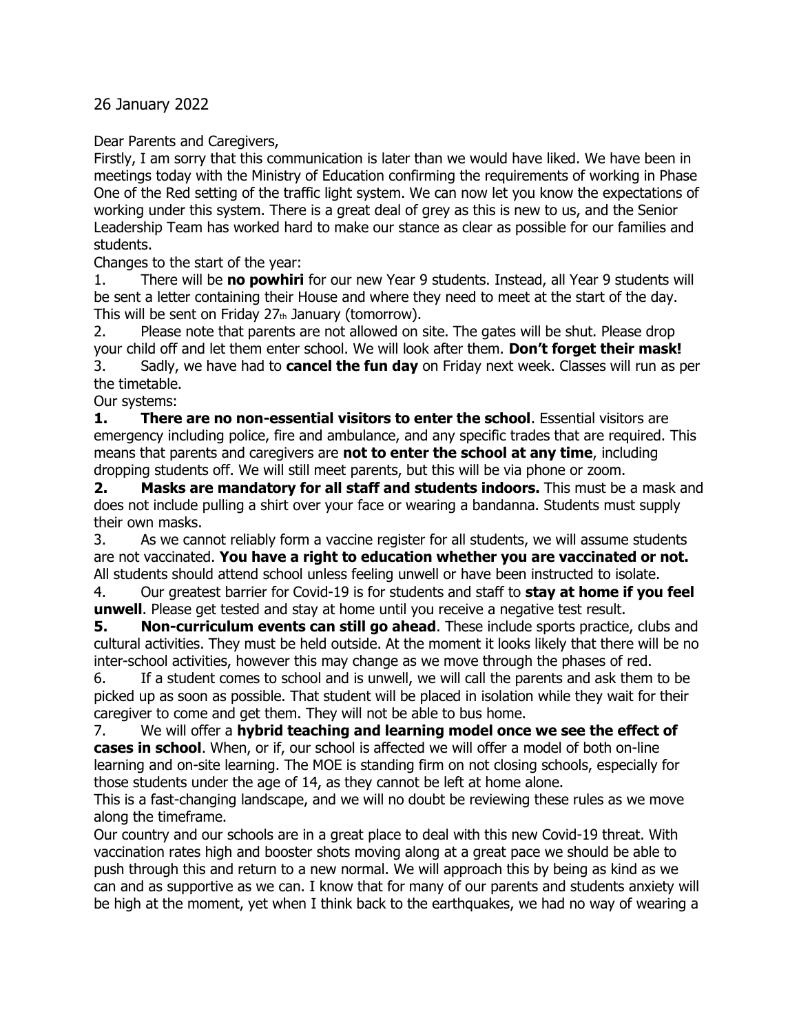26 January 2022

Dear Parents and Caregivers,

Firstly, I am sorry that this communication is later than we would have liked. We have been in meetings today with the Ministry of Education confirming the requirements of working in Phase One of the Red setting of the traffic light system. We can now let you know the expectations of working under this system. There is a great deal of grey as this is new to us, and the Senior Leadership Team has worked hard to make our stance as clear as possible for our families and students.

Changes to the start of the year:

1. There will be **no powhiri** for our new Year 9 students. Instead, all Year 9 students will be sent a letter containing their House and where they need to meet at the start of the day. This will be sent on Friday 27th January (tomorrow).
2. Please note that parents are not allowed on site. The gates will be shut. Please drop your child off and let them enter school. We will look after them. **Don't forget their mask!**
3. Sadly, we have had to **cancel the fun day** on Friday next week. Classes will run as per the timetable.

Our systems:

1. **There are no non-essential visitors to enter the school**. Essential visitors are emergency including police, fire and ambulance, and any specific trades that are required. This means that parents and caregivers are **not to enter the school at any time**, including dropping students off. We will still meet parents, but this will be via phone or zoom.
2. **Masks are mandatory for all staff and students indoors.** This must be a mask and does not include pulling a shirt over your face or wearing a bandanna. Students must supply their own masks.
3. As we cannot reliably form a vaccine register for all students, we will assume students are not vaccinated. **You have a right to education whether you are vaccinated or not.** All students should attend school unless feeling unwell or have been instructed to isolate.
4. Our greatest barrier for Covid-19 is for students and staff to **stay at home if you feel unwell**. Please get tested and stay at home until you receive a negative test result.
5. **Non-curriculum events can still go ahead**. These include sports practice, clubs and cultural activities. They must be held outside. At the moment it looks likely that there will be no inter-school activities, however this may change as we move through the phases of red.
6. If a student comes to school and is unwell, we will call the parents and ask them to be picked up as soon as possible. That student will be placed in isolation while they wait for their caregiver to come and get them. They will not be able to bus home.
7. We will offer a **hybrid teaching and learning model once we see the effect of cases in school**. When, or if, our school is affected we will offer a model of both on-line learning and on-site learning. The MOE is standing firm on not closing schools, especially for those students under the age of 14, as they cannot be left at home alone.

This is a fast-changing landscape, and we will no doubt be reviewing these rules as we move along the timeframe.

Our country and our schools are in a great place to deal with this new Covid-19 threat. With vaccination rates high and booster shots moving along at a great pace we should be able to push through this and return to a new normal. We will approach this by being as kind as we can and as supportive as we can. I know that for many of our parents and students anxiety will be high at the moment, yet when I think back to the earthquakes, we had no way of wearing a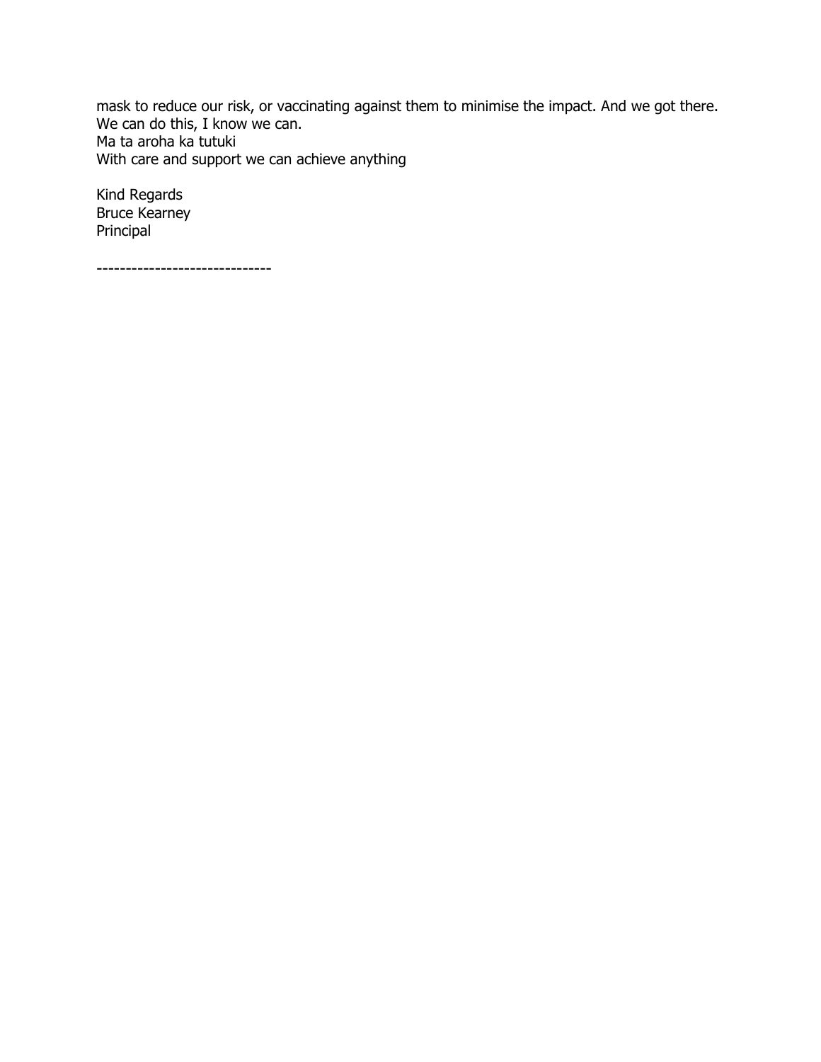mask to reduce our risk, or vaccinating against them to minimise the impact. And we got there.
We can do this, I know we can.
Ma ta aroha ka tutuki
With care and support we can achieve anything

Kind Regards
Bruce Kearney
Principal

------------------------------